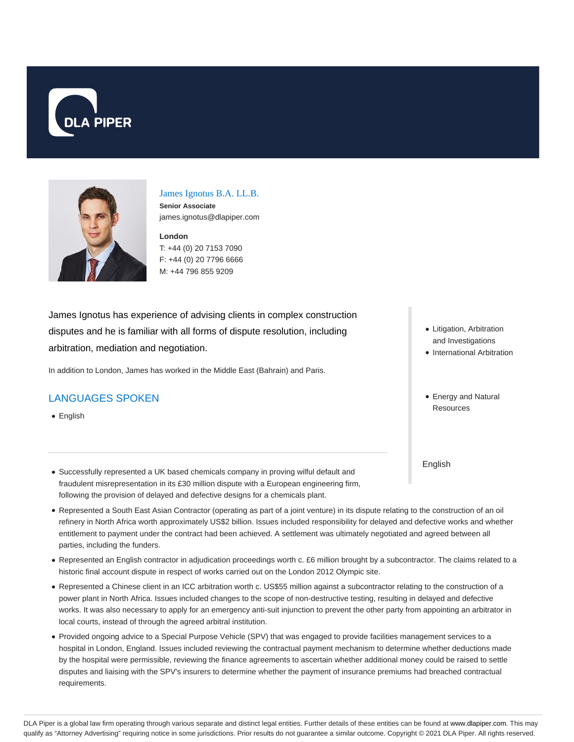# James Ignotus B.A. LL.B.

**Senior Associate**

james.ignotus@dlapiper.com

**London**

T: +44 (0) 20 7153 7090

F: +44 (0) 20 7796 6666

M: +44 796 855 9209

James Ignotus has experience of advising clients in complex construction disputes and he is familiar with all forms of dispute resolution, including arbitration, mediation and negotiation.

In addition to London, James has worked in the Middle East (Bahrain) and Paris.

- Litigation, Arbitration and Investigations
- International Arbitration

- Energy and Natural Resources

## LANGUAGES SPOKEN

- English

English

- Successfully represented a UK based chemicals company in proving wilful default and fraudulent misrepresentation in its £30 million dispute with a European engineering firm, following the provision of delayed and defective designs for a chemicals plant.
- Represented a South East Asian Contractor (operating as part of a joint venture) in its dispute relating to the construction of an oil refinery in North Africa worth approximately US$2 billion. Issues included responsibility for delayed and defective works and whether entitlement to payment under the contract had been achieved. A settlement was ultimately negotiated and agreed between all parties, including the funders.
- Represented an English contractor in adjudication proceedings worth c. £6 million brought by a subcontractor. The claims related to a historic final account dispute in respect of works carried out on the London 2012 Olympic site.
- Represented a Chinese client in an ICC arbitration worth c. US$55 million against a subcontractor relating to the construction of a power plant in North Africa. Issues included changes to the scope of non-destructive testing, resulting in delayed and defective works. It was also necessary to apply for an emergency anti-suit injunction to prevent the other party from appointing an arbitrator in local courts, instead of through the agreed arbitral institution.
- Provided ongoing advice to a Special Purpose Vehicle (SPV) that was engaged to provide facilities management services to a hospital in London, England. Issues included reviewing the contractual payment mechanism to determine whether deductions made by the hospital were permissible, reviewing the finance agreements to ascertain whether additional money could be raised to settle disputes and liaising with the SPV's insurers to determine whether the payment of insurance premiums had breached contractual requirements.

DLA Piper is a global law firm operating through various separate and distinct legal entities. Further details of these entities can be found at www.dlapiper.com. This may qualify as "Attorney Advertising" requiring notice in some jurisdictions. Prior results do not guarantee a similar outcome. Copyright © 2021 DLA Piper. All rights reserved.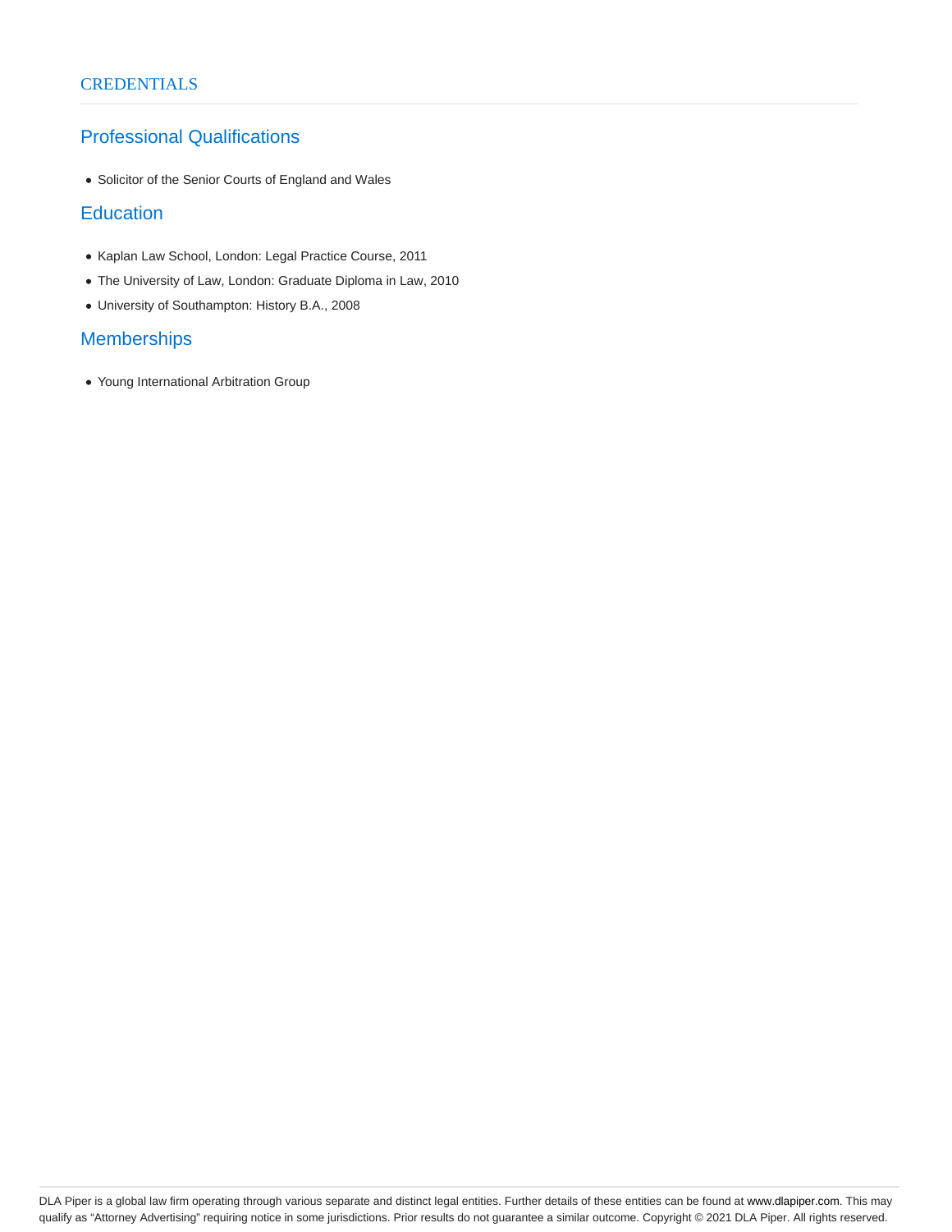## CREDENTIALS

### Professional Qualifications

- Solicitor of the Senior Courts of England and Wales

### Education

- Kaplan Law School, London: Legal Practice Course, 2011
- The University of Law, London: Graduate Diploma in Law, 2010
- University of Southampton: History B.A., 2008

### Memberships

- Young International Arbitration Group

DLA Piper is a global law firm operating through various separate and distinct legal entities. Further details of these entities can be found at www.dlapiper.com. This may qualify as "Attorney Advertising" requiring notice in some jurisdictions. Prior results do not guarantee a similar outcome. Copyright © 2021 DLA Piper. All rights reserved.